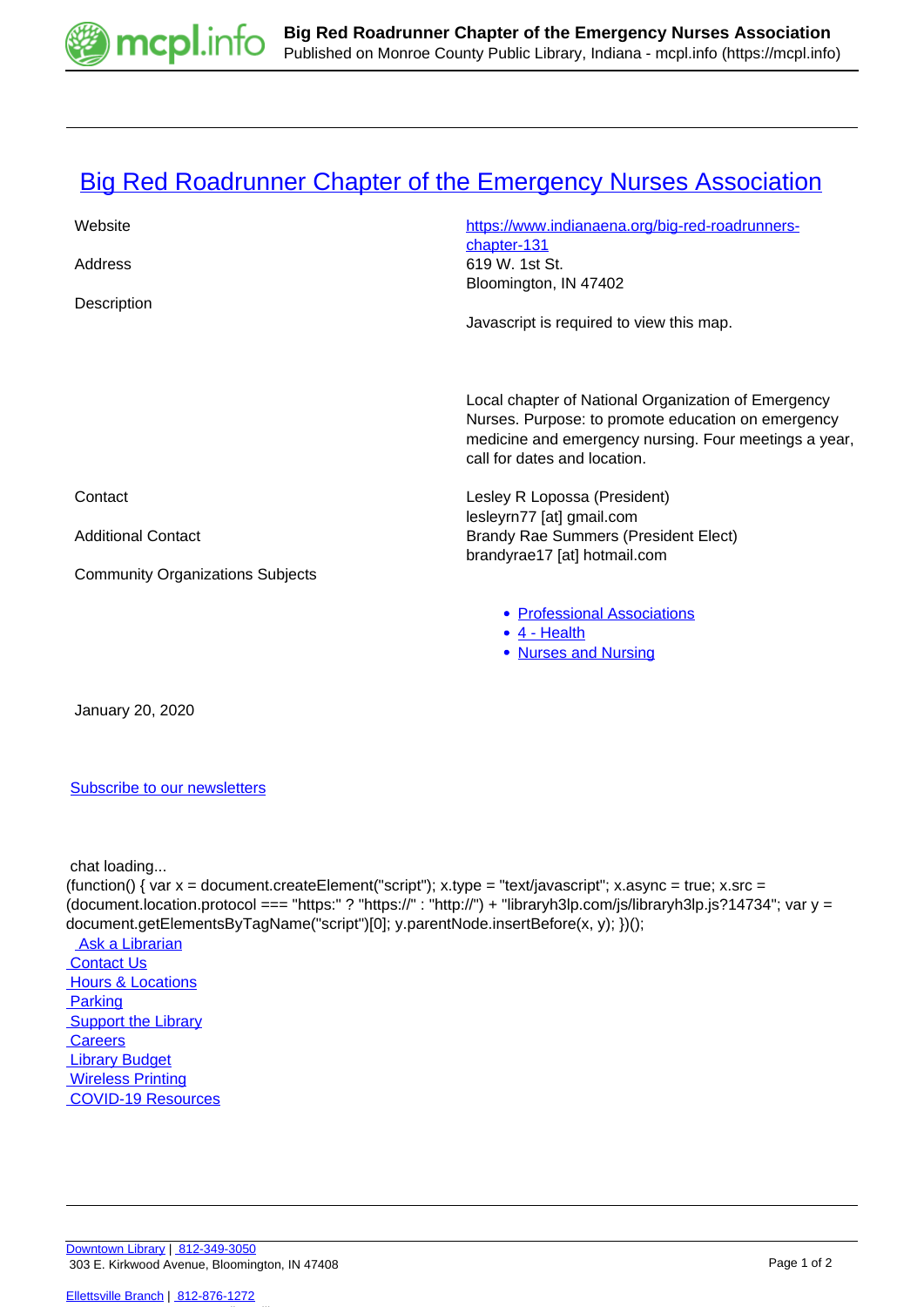# Big Red Roadrunner Chapter of the Emergency Nurses Association

| | |
|---|---|
| Website | https://www.indianaena.org/big-red-roadrunners-chapter-131 |
| Address | 619 W. 1st St.<br>Bloomington, IN 47402 |
| Description | Javascript is required to view this map.<br><br>Local chapter of National Organization of Emergency Nurses. Purpose: to promote education on emergency medicine and emergency nursing. Four meetings a year, call for dates and location. |
| Contact | Lesley R Lopossa (President)<br>lesleyrn77 [at] gmail.com |
| Additional Contact | Brandy Rae Summers (President Elect)<br>brandyrae17 [at] hotmail.com |
| Community Organizations Subjects | • Professional Associations<br>• 4 - Health<br>• Nurses and Nursing |

January 20, 2020

Subscribe to our newsletters

chat loading...

```
(function() { var x = document.createElement("script"); x.type = "text/javascript"; x.async = true; x.src = (document.location.protocol === "https:" ? "https://" : "http://") + "libraryh3lp.com/js/libraryh3lp.js?14734"; var y = document.getElementsByTagName("script")[0]; y.parentNode.insertBefore(x, y); })();
```

- Ask a Librarian
- Contact Us
- Hours & Locations
- Parking
- Support the Library
- Careers
- Library Budget
- Wireless Printing
- COVID-19 Resources

Downtown Library | 812-349-3050
303 E. Kirkwood Avenue, Bloomington, IN 47408

Ellettsville Branch | 812-876-1272